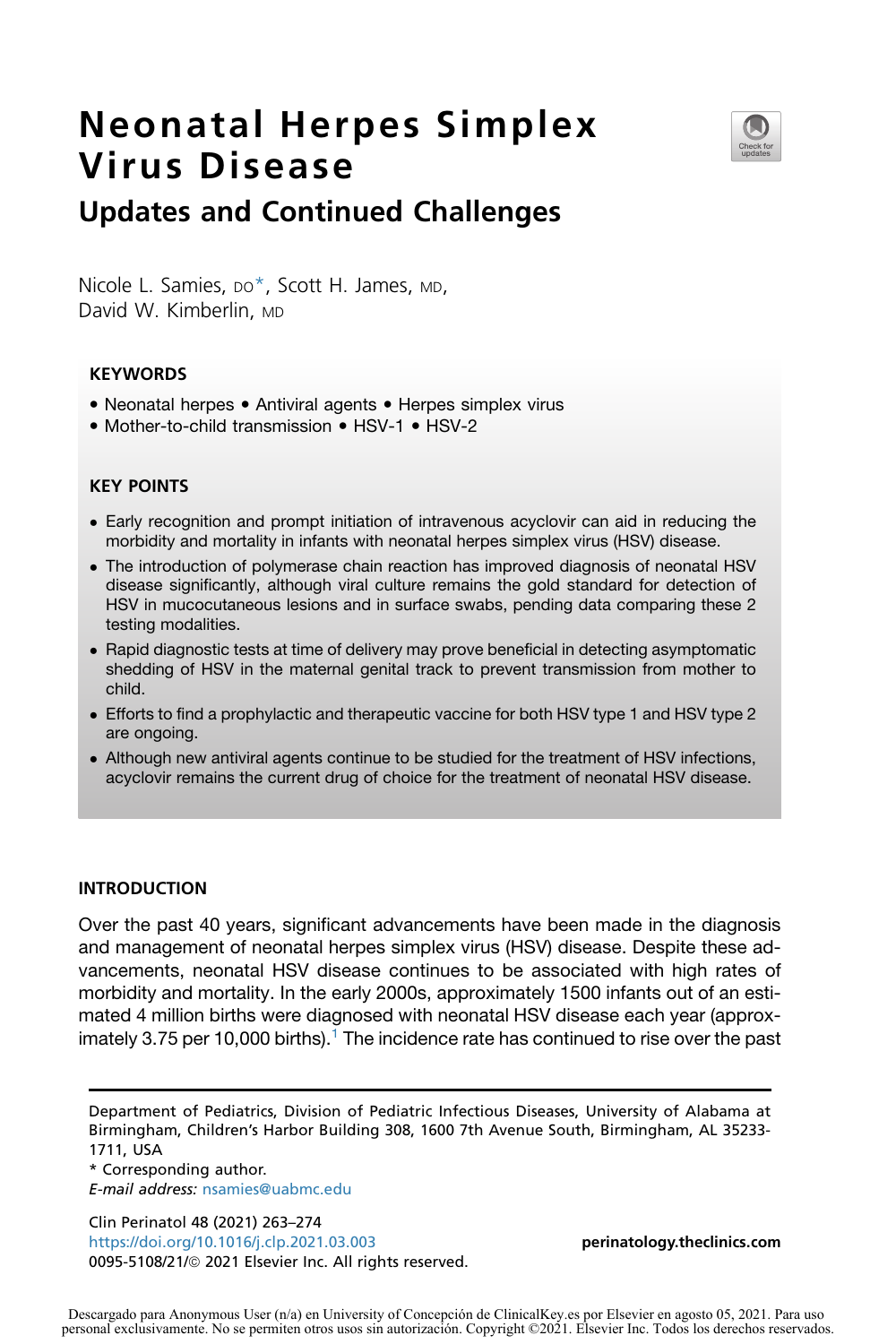# Neonatal Herpes Simplex Virus Disease

## Updates and Continued Challenges

Nicole L. Samies, DO*, Scott H. James, MD, David W. Kimberlin, MD

### KEYWORDS

- Neonatal herpes • Antiviral agents • Herpes simplex virus
- Mother-to-child transmission • HSV-1 • HSV-2

### KEY POINTS

- Early recognition and prompt initiation of intravenous acyclovir can aid in reducing the morbidity and mortality in infants with neonatal herpes simplex virus (HSV) disease.
- The introduction of polymerase chain reaction has improved diagnosis of neonatal HSV disease significantly, although viral culture remains the gold standard for detection of HSV in mucocutaneous lesions and in surface swabs, pending data comparing these 2 testing modalities.
- Rapid diagnostic tests at time of delivery may prove beneficial in detecting asymptomatic shedding of HSV in the maternal genital track to prevent transmission from mother to child.
- Efforts to find a prophylactic and therapeutic vaccine for both HSV type 1 and HSV type 2 are ongoing.
- Although new antiviral agents continue to be studied for the treatment of HSV infections, acyclovir remains the current drug of choice for the treatment of neonatal HSV disease.

## INTRODUCTION

Over the past 40 years, significant advancements have been made in the diagnosis and management of neonatal herpes simplex virus (HSV) disease. Despite these advancements, neonatal HSV disease continues to be associated with high rates of morbidity and mortality. In the early 2000s, approximately 1500 infants out of an estimated 4 million births were diagnosed with neonatal HSV disease each year (approximately 3.75 per 10,000 births).[1] The incidence rate has continued to rise over the past

Department of Pediatrics, Division of Pediatric Infectious Diseases, University of Alabama at Birmingham, Children's Harbor Building 308, 1600 7th Avenue South, Birmingham, AL 35233-1711, USA

* Corresponding author.

*E-mail address:* nsamies@uabmc.edu

Clin Perinatol 48 (2021) 263–274
https://doi.org/10.1016/j.clp.2021.03.003
0095-5108/21/© 2021 Elsevier Inc. All rights reserved.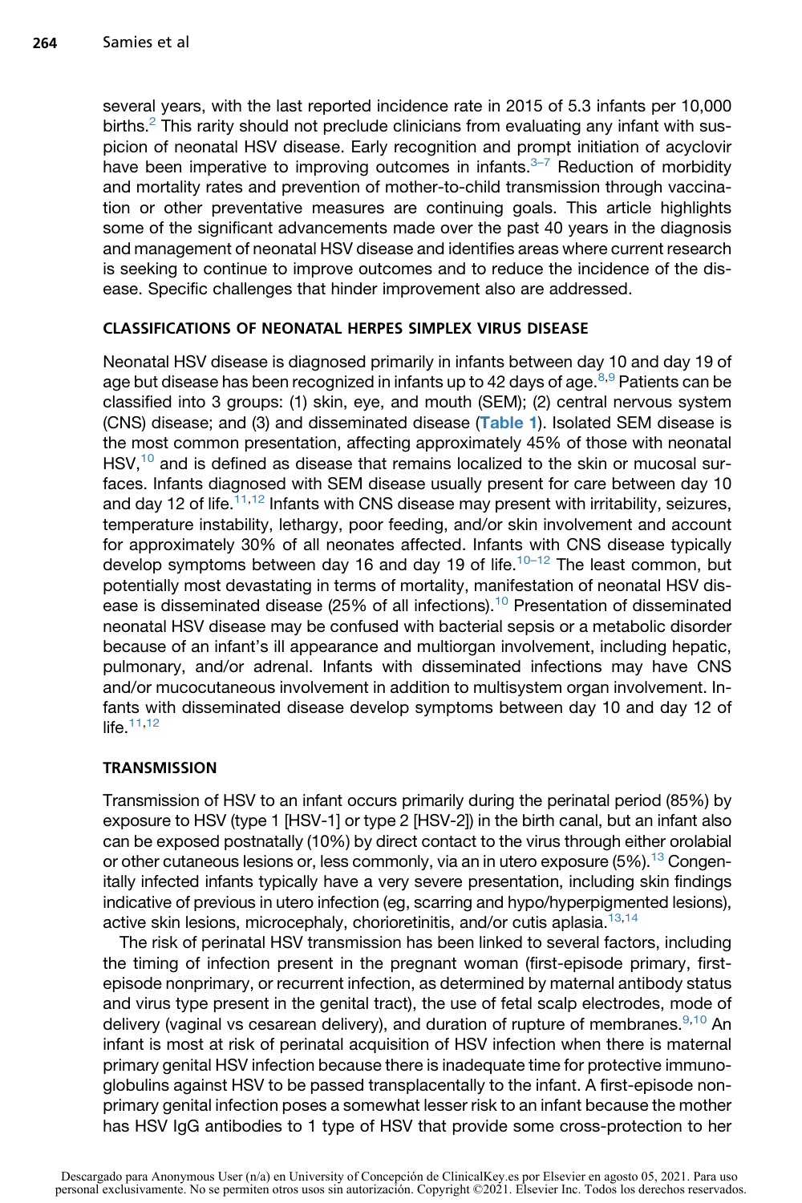several years, with the last reported incidence rate in 2015 of 5.3 infants per 10,000 births.[2] This rarity should not preclude clinicians from evaluating any infant with suspicion of neonatal HSV disease. Early recognition and prompt initiation of acyclovir have been imperative to improving outcomes in infants.[3–7] Reduction of morbidity and mortality rates and prevention of mother-to-child transmission through vaccination or other preventative measures are continuing goals. This article highlights some of the significant advancements made over the past 40 years in the diagnosis and management of neonatal HSV disease and identifies areas where current research is seeking to continue to improve outcomes and to reduce the incidence of the disease. Specific challenges that hinder improvement also are addressed.

## CLASSIFICATIONS OF NEONATAL HERPES SIMPLEX VIRUS DISEASE

Neonatal HSV disease is diagnosed primarily in infants between day 10 and day 19 of age but disease has been recognized in infants up to 42 days of age.[8,9] Patients can be classified into 3 groups: (1) skin, eye, and mouth (SEM); (2) central nervous system (CNS) disease; and (3) and disseminated disease (**Table 1**). Isolated SEM disease is the most common presentation, affecting approximately 45% of those with neonatal HSV,[10] and is defined as disease that remains localized to the skin or mucosal surfaces. Infants diagnosed with SEM disease usually present for care between day 10 and day 12 of life.[11,12] Infants with CNS disease may present with irritability, seizures, temperature instability, lethargy, poor feeding, and/or skin involvement and account for approximately 30% of all neonates affected. Infants with CNS disease typically develop symptoms between day 16 and day 19 of life.[10–12] The least common, but potentially most devastating in terms of mortality, manifestation of neonatal HSV disease is disseminated disease (25% of all infections).[10] Presentation of disseminated neonatal HSV disease may be confused with bacterial sepsis or a metabolic disorder because of an infant's ill appearance and multiorgan involvement, including hepatic, pulmonary, and/or adrenal. Infants with disseminated infections may have CNS and/or mucocutaneous involvement in addition to multisystem organ involvement. Infants with disseminated disease develop symptoms between day 10 and day 12 of life.[11,12]

## TRANSMISSION

Transmission of HSV to an infant occurs primarily during the perinatal period (85%) by exposure to HSV (type 1 [HSV-1] or type 2 [HSV-2]) in the birth canal, but an infant also can be exposed postnatally (10%) by direct contact to the virus through either orolabial or other cutaneous lesions or, less commonly, via an in utero exposure (5%).[13] Congenitally infected infants typically have a very severe presentation, including skin findings indicative of previous in utero infection (eg, scarring and hypo/hyperpigmented lesions), active skin lesions, microcephaly, chorioretinitis, and/or cutis aplasia.[13,14]

The risk of perinatal HSV transmission has been linked to several factors, including the timing of infection present in the pregnant woman (first-episode primary, first-episode nonprimary, or recurrent infection, as determined by maternal antibody status and virus type present in the genital tract), the use of fetal scalp electrodes, mode of delivery (vaginal vs cesarean delivery), and duration of rupture of membranes.[9,10] An infant is most at risk of perinatal acquisition of HSV infection when there is maternal primary genital HSV infection because there is inadequate time for protective immunoglobulins against HSV to be passed transplacentally to the infant. A first-episode nonprimary genital infection poses a somewhat lesser risk to an infant because the mother has HSV IgG antibodies to 1 type of HSV that provide some cross-protection to her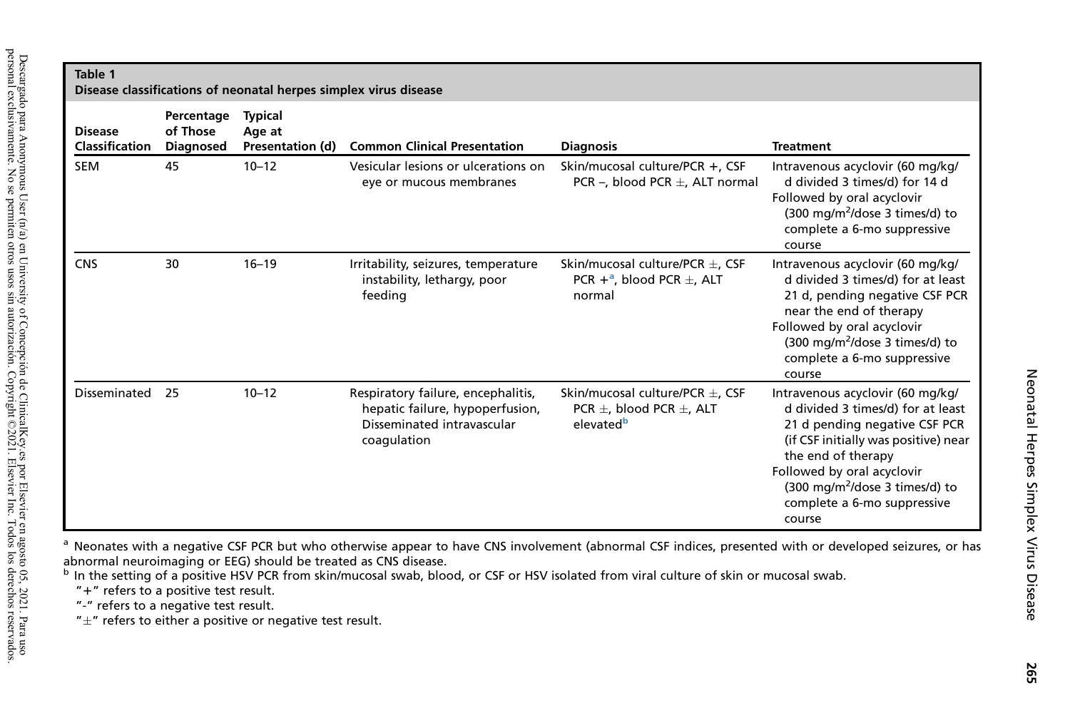**Table 1**
**Disease classifications of neonatal herpes simplex virus disease**

| Disease Classification | Percentage of Those Diagnosed | Typical Age at Presentation (d) | Common Clinical Presentation | Diagnosis | Treatment |
|---|---|---|---|---|---|
| SEM | 45 | 10–12 | Vesicular lesions or ulcerations on eye or mucous membranes | Skin/mucosal culture/PCR +, CSF PCR –, blood PCR ±, ALT normal | Intravenous acyclovir (60 mg/kg/d divided 3 times/d) for 14 d<br>Followed by oral acyclovir (300 mg/m$^2$/dose 3 times/d) to complete a 6-mo suppressive course |
| CNS | 30 | 16–19 | Irritability, seizures, temperature instability, lethargy, poor feeding | Skin/mucosal culture/PCR ±, CSF PCR +[a], blood PCR ±, ALT normal | Intravenous acyclovir (60 mg/kg/d divided 3 times/d) for at least 21 d, pending negative CSF PCR near the end of therapy<br>Followed by oral acyclovir (300 mg/m$^2$/dose 3 times/d) to complete a 6-mo suppressive course |
| Disseminated | 25 | 10–12 | Respiratory failure, encephalitis, hepatic failure, hypoperfusion, Disseminated intravascular coagulation | Skin/mucosal culture/PCR ±, CSF PCR ±, blood PCR ±, ALT elevated[b] | Intravenous acyclovir (60 mg/kg/d divided 3 times/d) for at least 21 d pending negative CSF PCR (if CSF initially was positive) near the end of therapy<br>Followed by oral acyclovir (300 mg/m$^2$/dose 3 times/d) to complete a 6-mo suppressive course |

[a] Neonates with a negative CSF PCR but who otherwise appear to have CNS involvement (abnormal CSF indices, presented with or developed seizures, or has abnormal neuroimaging or EEG) should be treated as CNS disease.
[b] In the setting of a positive HSV PCR from skin/mucosal swab, blood, or CSF or HSV isolated from viral culture of skin or mucosal swab.
"+" refers to a positive test result.
"-" refers to a negative test result.
"±" refers to either a positive or negative test result.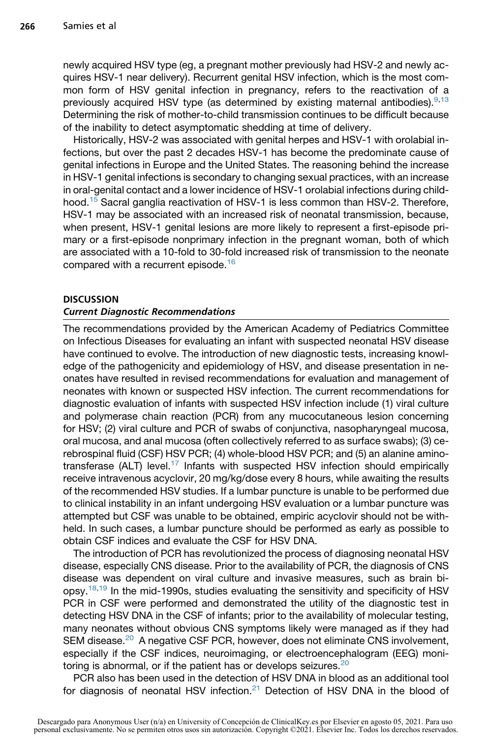newly acquired HSV type (eg, a pregnant mother previously had HSV-2 and newly acquires HSV-1 near delivery). Recurrent genital HSV infection, which is the most common form of HSV genital infection in pregnancy, refers to the reactivation of a previously acquired HSV type (as determined by existing maternal antibodies).[9,13] Determining the risk of mother-to-child transmission continues to be difficult because of the inability to detect asymptomatic shedding at time of delivery.

Historically, HSV-2 was associated with genital herpes and HSV-1 with orolabial infections, but over the past 2 decades HSV-1 has become the predominate cause of genital infections in Europe and the United States. The reasoning behind the increase in HSV-1 genital infections is secondary to changing sexual practices, with an increase in oral-genital contact and a lower incidence of HSV-1 orolabial infections during childhood.[15] Sacral ganglia reactivation of HSV-1 is less common than HSV-2. Therefore, HSV-1 may be associated with an increased risk of neonatal transmission, because, when present, HSV-1 genital lesions are more likely to represent a first-episode primary or a first-episode nonprimary infection in the pregnant woman, both of which are associated with a 10-fold to 30-fold increased risk of transmission to the neonate compared with a recurrent episode.[16]

## DISCUSSION

### *Current Diagnostic Recommendations*

The recommendations provided by the American Academy of Pediatrics Committee on Infectious Diseases for evaluating an infant with suspected neonatal HSV disease have continued to evolve. The introduction of new diagnostic tests, increasing knowledge of the pathogenicity and epidemiology of HSV, and disease presentation in neonates have resulted in revised recommendations for evaluation and management of neonates with known or suspected HSV infection. The current recommendations for diagnostic evaluation of infants with suspected HSV infection include (1) viral culture and polymerase chain reaction (PCR) from any mucocutaneous lesion concerning for HSV; (2) viral culture and PCR of swabs of conjunctiva, nasopharyngeal mucosa, oral mucosa, and anal mucosa (often collectively referred to as surface swabs); (3) cerebrospinal fluid (CSF) HSV PCR; (4) whole-blood HSV PCR; and (5) an alanine aminotransferase (ALT) level.[17] Infants with suspected HSV infection should empirically receive intravenous acyclovir, 20 mg/kg/dose every 8 hours, while awaiting the results of the recommended HSV studies. If a lumbar puncture is unable to be performed due to clinical instability in an infant undergoing HSV evaluation or a lumbar puncture was attempted but CSF was unable to be obtained, empiric acyclovir should not be withheld. In such cases, a lumbar puncture should be performed as early as possible to obtain CSF indices and evaluate the CSF for HSV DNA.

The introduction of PCR has revolutionized the process of diagnosing neonatal HSV disease, especially CNS disease. Prior to the availability of PCR, the diagnosis of CNS disease was dependent on viral culture and invasive measures, such as brain biopsy.[18,19] In the mid-1990s, studies evaluating the sensitivity and specificity of HSV PCR in CSF were performed and demonstrated the utility of the diagnostic test in detecting HSV DNA in the CSF of infants; prior to the availability of molecular testing, many neonates without obvious CNS symptoms likely were managed as if they had SEM disease.[20] A negative CSF PCR, however, does not eliminate CNS involvement, especially if the CSF indices, neuroimaging, or electroencephalogram (EEG) monitoring is abnormal, or if the patient has or develops seizures.[20]

PCR also has been used in the detection of HSV DNA in blood as an additional tool for diagnosis of neonatal HSV infection.[21] Detection of HSV DNA in the blood of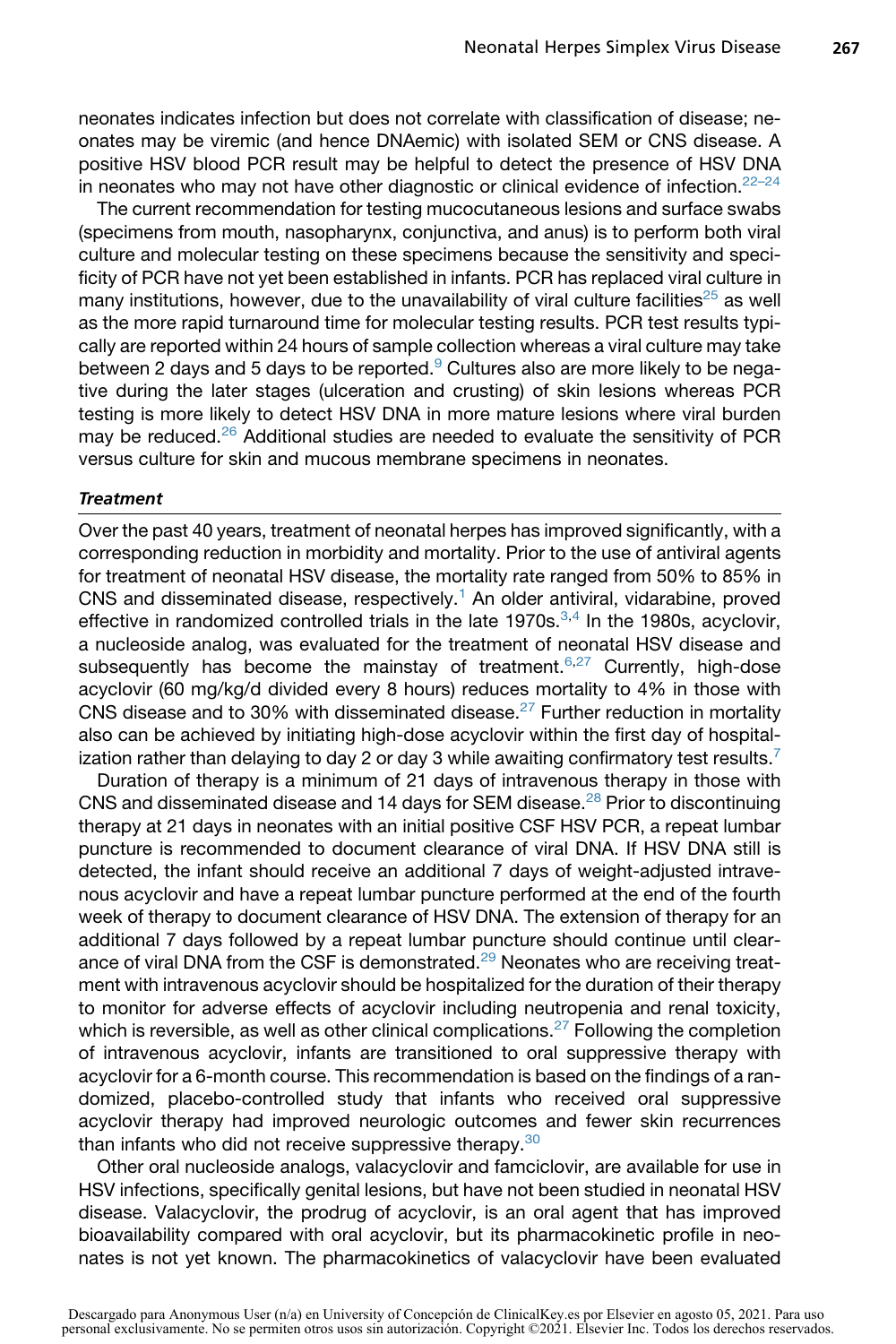neonates indicates infection but does not correlate with classification of disease; neonates may be viremic (and hence DNAemic) with isolated SEM or CNS disease. A positive HSV blood PCR result may be helpful to detect the presence of HSV DNA in neonates who may not have other diagnostic or clinical evidence of infection.[22–24]

The current recommendation for testing mucocutaneous lesions and surface swabs (specimens from mouth, nasopharynx, conjunctiva, and anus) is to perform both viral culture and molecular testing on these specimens because the sensitivity and specificity of PCR have not yet been established in infants. PCR has replaced viral culture in many institutions, however, due to the unavailability of viral culture facilities[25] as well as the more rapid turnaround time for molecular testing results. PCR test results typically are reported within 24 hours of sample collection whereas a viral culture may take between 2 days and 5 days to be reported.[9] Cultures also are more likely to be negative during the later stages (ulceration and crusting) of skin lesions whereas PCR testing is more likely to detect HSV DNA in more mature lesions where viral burden may be reduced.[26] Additional studies are needed to evaluate the sensitivity of PCR versus culture for skin and mucous membrane specimens in neonates.

### *Treatment*

Over the past 40 years, treatment of neonatal herpes has improved significantly, with a corresponding reduction in morbidity and mortality. Prior to the use of antiviral agents for treatment of neonatal HSV disease, the mortality rate ranged from 50% to 85% in CNS and disseminated disease, respectively.[1] An older antiviral, vidarabine, proved effective in randomized controlled trials in the late 1970s.[3,4] In the 1980s, acyclovir, a nucleoside analog, was evaluated for the treatment of neonatal HSV disease and subsequently has become the mainstay of treatment.[6,27] Currently, high-dose acyclovir (60 mg/kg/d divided every 8 hours) reduces mortality to 4% in those with CNS disease and to 30% with disseminated disease.[27] Further reduction in mortality also can be achieved by initiating high-dose acyclovir within the first day of hospitalization rather than delaying to day 2 or day 3 while awaiting confirmatory test results.[7]

Duration of therapy is a minimum of 21 days of intravenous therapy in those with CNS and disseminated disease and 14 days for SEM disease.[28] Prior to discontinuing therapy at 21 days in neonates with an initial positive CSF HSV PCR, a repeat lumbar puncture is recommended to document clearance of viral DNA. If HSV DNA still is detected, the infant should receive an additional 7 days of weight-adjusted intravenous acyclovir and have a repeat lumbar puncture performed at the end of the fourth week of therapy to document clearance of HSV DNA. The extension of therapy for an additional 7 days followed by a repeat lumbar puncture should continue until clearance of viral DNA from the CSF is demonstrated.[29] Neonates who are receiving treatment with intravenous acyclovir should be hospitalized for the duration of their therapy to monitor for adverse effects of acyclovir including neutropenia and renal toxicity, which is reversible, as well as other clinical complications.[27] Following the completion of intravenous acyclovir, infants are transitioned to oral suppressive therapy with acyclovir for a 6-month course. This recommendation is based on the findings of a randomized, placebo-controlled study that infants who received oral suppressive acyclovir therapy had improved neurologic outcomes and fewer skin recurrences than infants who did not receive suppressive therapy.[30]

Other oral nucleoside analogs, valacyclovir and famciclovir, are available for use in HSV infections, specifically genital lesions, but have not been studied in neonatal HSV disease. Valacyclovir, the prodrug of acyclovir, is an oral agent that has improved bioavailability compared with oral acyclovir, but its pharmacokinetic profile in neonates is not yet known. The pharmacokinetics of valacyclovir have been evaluated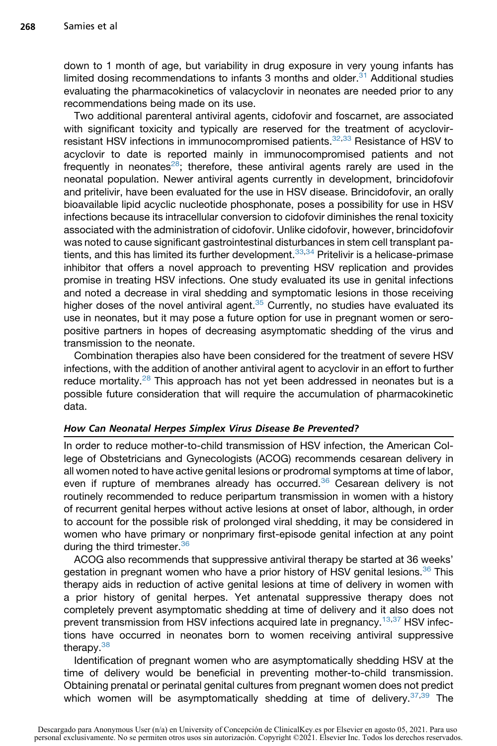down to 1 month of age, but variability in drug exposure in very young infants has limited dosing recommendations to infants 3 months and older.[31] Additional studies evaluating the pharmacokinetics of valacyclovir in neonates are needed prior to any recommendations being made on its use.

Two additional parenteral antiviral agents, cidofovir and foscarnet, are associated with significant toxicity and typically are reserved for the treatment of acyclovir-resistant HSV infections in immunocompromised patients.[32,33] Resistance of HSV to acyclovir to date is reported mainly in immunocompromised patients and not frequently in neonates[28]; therefore, these antiviral agents rarely are used in the neonatal population. Newer antiviral agents currently in development, brincidofovir and pritelivir, have been evaluated for the use in HSV disease. Brincidofovir, an orally bioavailable lipid acyclic nucleotide phosphonate, poses a possibility for use in HSV infections because its intracellular conversion to cidofovir diminishes the renal toxicity associated with the administration of cidofovir. Unlike cidofovir, however, brincidofovir was noted to cause significant gastrointestinal disturbances in stem cell transplant patients, and this has limited its further development.[33,34] Pritelivir is a helicase-primase inhibitor that offers a novel approach to preventing HSV replication and provides promise in treating HSV infections. One study evaluated its use in genital infections and noted a decrease in viral shedding and symptomatic lesions in those receiving higher doses of the novel antiviral agent.[35] Currently, no studies have evaluated its use in neonates, but it may pose a future option for use in pregnant women or seropositive partners in hopes of decreasing asymptomatic shedding of the virus and transmission to the neonate.

Combination therapies also have been considered for the treatment of severe HSV infections, with the addition of another antiviral agent to acyclovir in an effort to further reduce mortality.[28] This approach has not yet been addressed in neonates but is a possible future consideration that will require the accumulation of pharmacokinetic data.

### *How Can Neonatal Herpes Simplex Virus Disease Be Prevented?*

In order to reduce mother-to-child transmission of HSV infection, the American College of Obstetricians and Gynecologists (ACOG) recommends cesarean delivery in all women noted to have active genital lesions or prodromal symptoms at time of labor, even if rupture of membranes already has occurred.[36] Cesarean delivery is not routinely recommended to reduce peripartum transmission in women with a history of recurrent genital herpes without active lesions at onset of labor, although, in order to account for the possible risk of prolonged viral shedding, it may be considered in women who have primary or nonprimary first-episode genital infection at any point during the third trimester.[36]

ACOG also recommends that suppressive antiviral therapy be started at 36 weeks' gestation in pregnant women who have a prior history of HSV genital lesions.[36] This therapy aids in reduction of active genital lesions at time of delivery in women with a prior history of genital herpes. Yet antenatal suppressive therapy does not completely prevent asymptomatic shedding at time of delivery and it also does not prevent transmission from HSV infections acquired late in pregnancy.[13,37] HSV infections have occurred in neonates born to women receiving antiviral suppressive therapy.[38]

Identification of pregnant women who are asymptomatically shedding HSV at the time of delivery would be beneficial in preventing mother-to-child transmission. Obtaining prenatal or perinatal genital cultures from pregnant women does not predict which women will be asymptomatically shedding at time of delivery.[37,39] The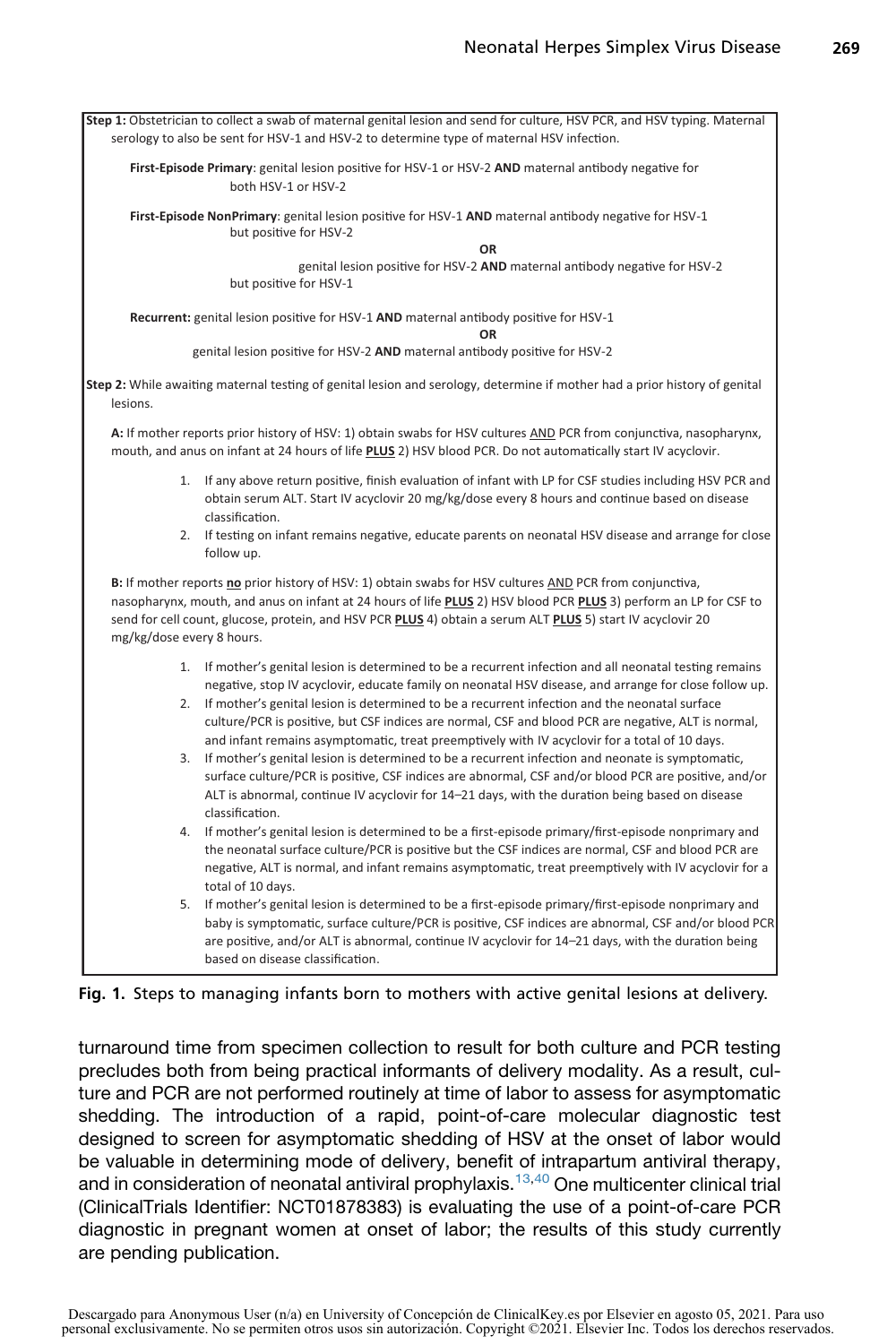**Step 1:** Obstetrician to collect a swab of maternal genital lesion and send for culture, HSV PCR, and HSV typing. Maternal serology to also be sent for HSV-1 and HSV-2 to determine type of maternal HSV infection.

**First-Episode Primary**: genital lesion positive for HSV-1 or HSV-2 **AND** maternal antibody negative for both HSV-1 or HSV-2

**First-Episode NonPrimary**: genital lesion positive for HSV-1 **AND** maternal antibody negative for HSV-1 but positive for HSV-2

**OR**

genital lesion positive for HSV-2 **AND** maternal antibody negative for HSV-2 but positive for HSV-1

**Recurrent:** genital lesion positive for HSV-1 **AND** maternal antibody positive for HSV-1

**OR**

genital lesion positive for HSV-2 **AND** maternal antibody positive for HSV-2

**Step 2:** While awaiting maternal testing of genital lesion and serology, determine if mother had a prior history of genital lesions.

**A:** If mother reports prior history of HSV: 1) obtain swabs for HSV cultures AND PCR from conjunctiva, nasopharynx, mouth, and anus on infant at 24 hours of life **PLUS** 2) HSV blood PCR. Do not automatically start IV acyclovir.

1. If any above return positive, finish evaluation of infant with LP for CSF studies including HSV PCR and obtain serum ALT. Start IV acyclovir 20 mg/kg/dose every 8 hours and continue based on disease classification.
2. If testing on infant remains negative, educate parents on neonatal HSV disease and arrange for close follow up.

**B:** If mother reports **no** prior history of HSV: 1) obtain swabs for HSV cultures AND PCR from conjunctiva, nasopharynx, mouth, and anus on infant at 24 hours of life **PLUS** 2) HSV blood PCR **PLUS** 3) perform an LP for CSF to send for cell count, glucose, protein, and HSV PCR **PLUS** 4) obtain a serum ALT **PLUS** 5) start IV acyclovir 20 mg/kg/dose every 8 hours.

1. If mother's genital lesion is determined to be a recurrent infection and all neonatal testing remains negative, stop IV acyclovir, educate family on neonatal HSV disease, and arrange for close follow up.
2. If mother's genital lesion is determined to be a recurrent infection and the neonatal surface culture/PCR is positive, but CSF indices are normal, CSF and blood PCR are negative, ALT is normal, and infant remains asymptomatic, treat preemptively with IV acyclovir for a total of 10 days.
3. If mother's genital lesion is determined to be a recurrent infection and neonate is symptomatic, surface culture/PCR is positive, CSF indices are abnormal, CSF and/or blood PCR are positive, and/or ALT is abnormal, continue IV acyclovir for 14–21 days, with the duration being based on disease classification.
4. If mother's genital lesion is determined to be a first-episode primary/first-episode nonprimary and the neonatal surface culture/PCR is positive but the CSF indices are normal, CSF and blood PCR are negative, ALT is normal, and infant remains asymptomatic, treat preemptively with IV acyclovir for a total of 10 days.
5. If mother's genital lesion is determined to be a first-episode primary/first-episode nonprimary and baby is symptomatic, surface culture/PCR is positive, CSF indices are abnormal, CSF and/or blood PCR are positive, and/or ALT is abnormal, continue IV acyclovir for 14–21 days, with the duration being based on disease classification.

**Fig. 1.** Steps to managing infants born to mothers with active genital lesions at delivery.

turnaround time from specimen collection to result for both culture and PCR testing precludes both from being practical informants of delivery modality. As a result, culture and PCR are not performed routinely at time of labor to assess for asymptomatic shedding. The introduction of a rapid, point-of-care molecular diagnostic test designed to screen for asymptomatic shedding of HSV at the onset of labor would be valuable in determining mode of delivery, benefit of intrapartum antiviral therapy, and in consideration of neonatal antiviral prophylaxis.[13,40] One multicenter clinical trial (ClinicalTrials Identifier: NCT01878383) is evaluating the use of a point-of-care PCR diagnostic in pregnant women at onset of labor; the results of this study currently are pending publication.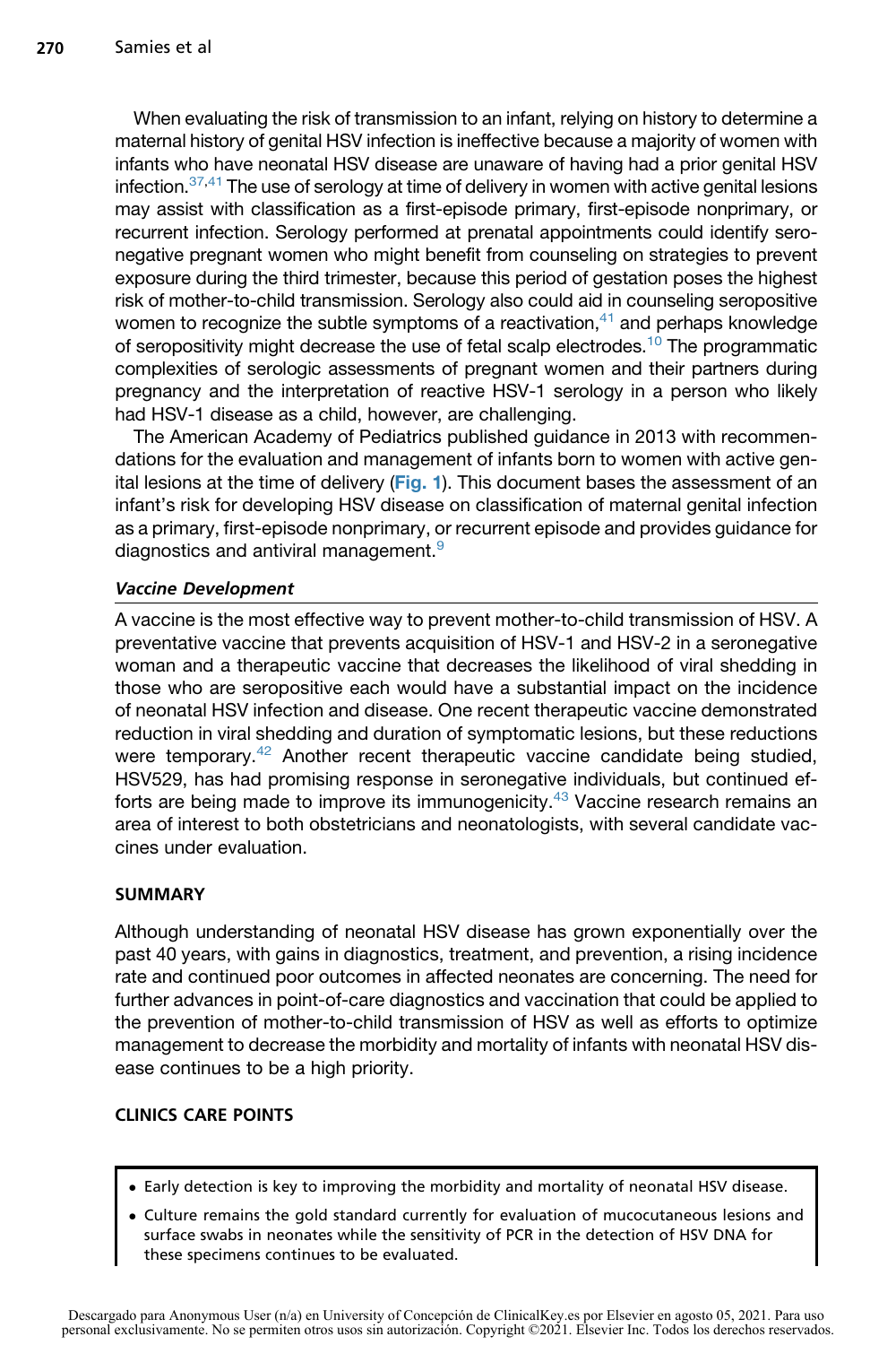When evaluating the risk of transmission to an infant, relying on history to determine a maternal history of genital HSV infection is ineffective because a majority of women with infants who have neonatal HSV disease are unaware of having had a prior genital HSV infection.[37,41] The use of serology at time of delivery in women with active genital lesions may assist with classification as a first-episode primary, first-episode nonprimary, or recurrent infection. Serology performed at prenatal appointments could identify seronegative pregnant women who might benefit from counseling on strategies to prevent exposure during the third trimester, because this period of gestation poses the highest risk of mother-to-child transmission. Serology also could aid in counseling seropositive women to recognize the subtle symptoms of a reactivation,[41] and perhaps knowledge of seropositivity might decrease the use of fetal scalp electrodes.[10] The programmatic complexities of serologic assessments of pregnant women and their partners during pregnancy and the interpretation of reactive HSV-1 serology in a person who likely had HSV-1 disease as a child, however, are challenging.

The American Academy of Pediatrics published guidance in 2013 with recommendations for the evaluation and management of infants born to women with active genital lesions at the time of delivery (**Fig. 1**). This document bases the assessment of an infant's risk for developing HSV disease on classification of maternal genital infection as a primary, first-episode nonprimary, or recurrent episode and provides guidance for diagnostics and antiviral management.[9]

### *Vaccine Development*

A vaccine is the most effective way to prevent mother-to-child transmission of HSV. A preventative vaccine that prevents acquisition of HSV-1 and HSV-2 in a seronegative woman and a therapeutic vaccine that decreases the likelihood of viral shedding in those who are seropositive each would have a substantial impact on the incidence of neonatal HSV infection and disease. One recent therapeutic vaccine demonstrated reduction in viral shedding and duration of symptomatic lesions, but these reductions were temporary.[42] Another recent therapeutic vaccine candidate being studied, HSV529, has had promising response in seronegative individuals, but continued efforts are being made to improve its immunogenicity.[43] Vaccine research remains an area of interest to both obstetricians and neonatologists, with several candidate vaccines under evaluation.

## SUMMARY

Although understanding of neonatal HSV disease has grown exponentially over the past 40 years, with gains in diagnostics, treatment, and prevention, a rising incidence rate and continued poor outcomes in affected neonates are concerning. The need for further advances in point-of-care diagnostics and vaccination that could be applied to the prevention of mother-to-child transmission of HSV as well as efforts to optimize management to decrease the morbidity and mortality of infants with neonatal HSV disease continues to be a high priority.

## CLINICS CARE POINTS

- Early detection is key to improving the morbidity and mortality of neonatal HSV disease.
- Culture remains the gold standard currently for evaluation of mucocutaneous lesions and surface swabs in neonates while the sensitivity of PCR in the detection of HSV DNA for these specimens continues to be evaluated.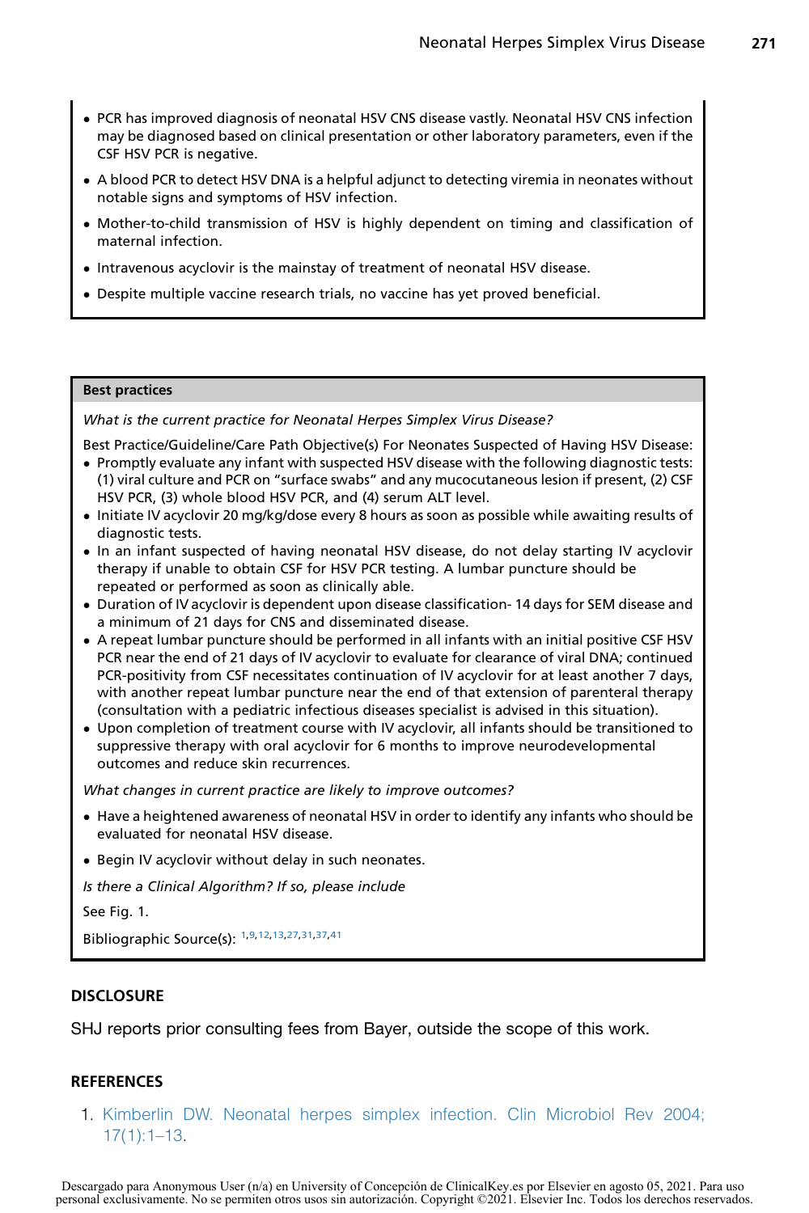- PCR has improved diagnosis of neonatal HSV CNS disease vastly. Neonatal HSV CNS infection may be diagnosed based on clinical presentation or other laboratory parameters, even if the CSF HSV PCR is negative.
- A blood PCR to detect HSV DNA is a helpful adjunct to detecting viremia in neonates without notable signs and symptoms of HSV infection.
- Mother-to-child transmission of HSV is highly dependent on timing and classification of maternal infection.
- Intravenous acyclovir is the mainstay of treatment of neonatal HSV disease.
- Despite multiple vaccine research trials, no vaccine has yet proved beneficial.

**Best practices**

*What is the current practice for Neonatal Herpes Simplex Virus Disease?*

Best Practice/Guideline/Care Path Objective(s) For Neonates Suspected of Having HSV Disease:

- Promptly evaluate any infant with suspected HSV disease with the following diagnostic tests: (1) viral culture and PCR on "surface swabs" and any mucocutaneous lesion if present, (2) CSF HSV PCR, (3) whole blood HSV PCR, and (4) serum ALT level.
- Initiate IV acyclovir 20 mg/kg/dose every 8 hours as soon as possible while awaiting results of diagnostic tests.
- In an infant suspected of having neonatal HSV disease, do not delay starting IV acyclovir therapy if unable to obtain CSF for HSV PCR testing. A lumbar puncture should be repeated or performed as soon as clinically able.
- Duration of IV acyclovir is dependent upon disease classification- 14 days for SEM disease and a minimum of 21 days for CNS and disseminated disease.
- A repeat lumbar puncture should be performed in all infants with an initial positive CSF HSV PCR near the end of 21 days of IV acyclovir to evaluate for clearance of viral DNA; continued PCR-positivity from CSF necessitates continuation of IV acyclovir for at least another 7 days, with another repeat lumbar puncture near the end of that extension of parenteral therapy (consultation with a pediatric infectious diseases specialist is advised in this situation).
- Upon completion of treatment course with IV acyclovir, all infants should be transitioned to suppressive therapy with oral acyclovir for 6 months to improve neurodevelopmental outcomes and reduce skin recurrences.

*What changes in current practice are likely to improve outcomes?*

- Have a heightened awareness of neonatal HSV in order to identify any infants who should be evaluated for neonatal HSV disease.
- Begin IV acyclovir without delay in such neonates.

*Is there a Clinical Algorithm? If so, please include*

See Fig. 1.

Bibliographic Source(s): [1,9,12,13,27,31,37,41]

## DISCLOSURE

SHJ reports prior consulting fees from Bayer, outside the scope of this work.

## REFERENCES

1. Kimberlin DW. Neonatal herpes simplex infection. Clin Microbiol Rev 2004; 17(1):1–13.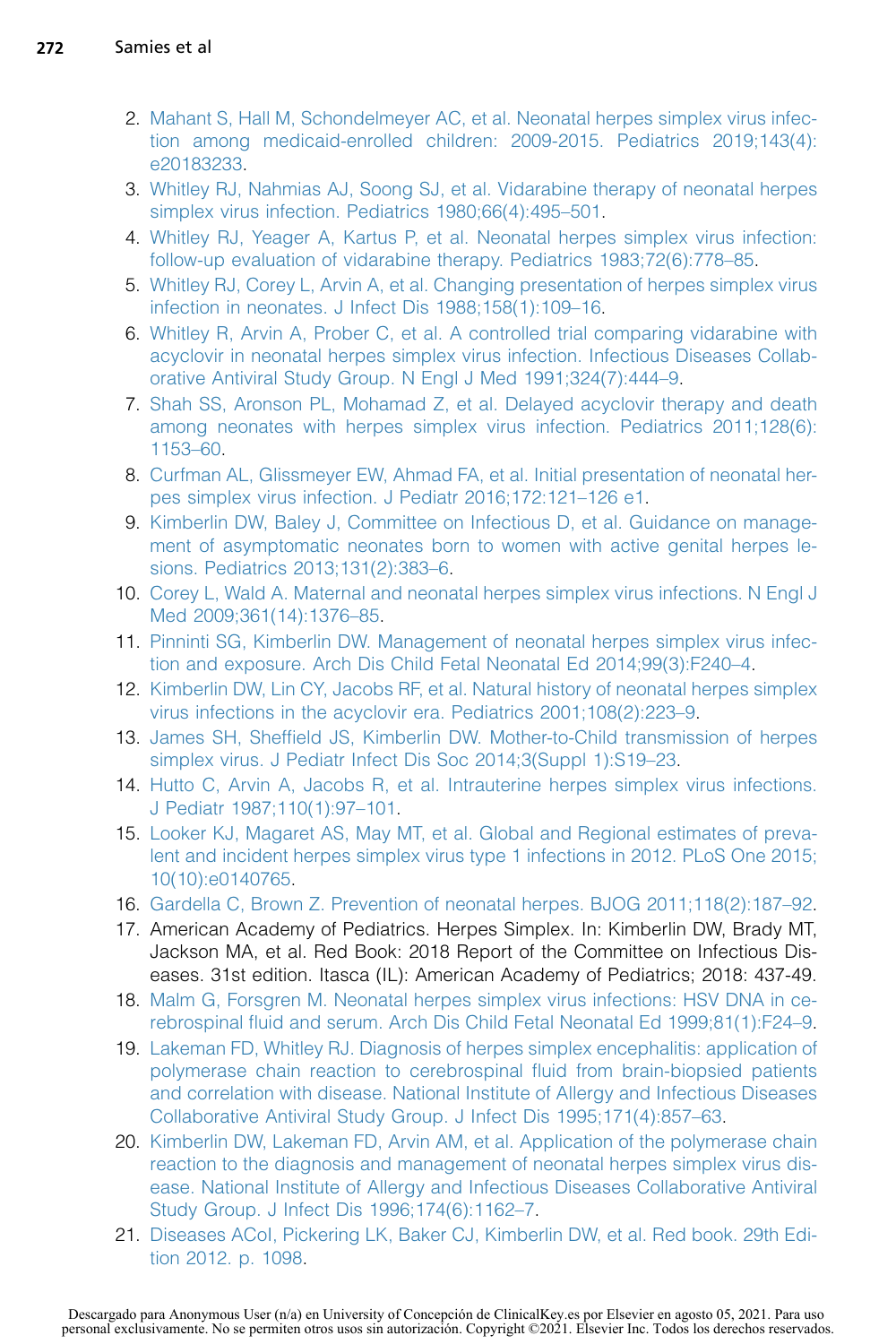2. Mahant S, Hall M, Schondelmeyer AC, et al. Neonatal herpes simplex virus infection among medicaid-enrolled children: 2009-2015. Pediatrics 2019;143(4):e20183233.
3. Whitley RJ, Nahmias AJ, Soong SJ, et al. Vidarabine therapy of neonatal herpes simplex virus infection. Pediatrics 1980;66(4):495–501.
4. Whitley RJ, Yeager A, Kartus P, et al. Neonatal herpes simplex virus infection: follow-up evaluation of vidarabine therapy. Pediatrics 1983;72(6):778–85.
5. Whitley RJ, Corey L, Arvin A, et al. Changing presentation of herpes simplex virus infection in neonates. J Infect Dis 1988;158(1):109–16.
6. Whitley R, Arvin A, Prober C, et al. A controlled trial comparing vidarabine with acyclovir in neonatal herpes simplex virus infection. Infectious Diseases Collaborative Antiviral Study Group. N Engl J Med 1991;324(7):444–9.
7. Shah SS, Aronson PL, Mohamad Z, et al. Delayed acyclovir therapy and death among neonates with herpes simplex virus infection. Pediatrics 2011;128(6):1153–60.
8. Curfman AL, Glissmeyer EW, Ahmad FA, et al. Initial presentation of neonatal herpes simplex virus infection. J Pediatr 2016;172:121–126 e1.
9. Kimberlin DW, Baley J, Committee on Infectious D, et al. Guidance on management of asymptomatic neonates born to women with active genital herpes lesions. Pediatrics 2013;131(2):383–6.
10. Corey L, Wald A. Maternal and neonatal herpes simplex virus infections. N Engl J Med 2009;361(14):1376–85.
11. Pinninti SG, Kimberlin DW. Management of neonatal herpes simplex virus infection and exposure. Arch Dis Child Fetal Neonatal Ed 2014;99(3):F240–4.
12. Kimberlin DW, Lin CY, Jacobs RF, et al. Natural history of neonatal herpes simplex virus infections in the acyclovir era. Pediatrics 2001;108(2):223–9.
13. James SH, Sheffield JS, Kimberlin DW. Mother-to-Child transmission of herpes simplex virus. J Pediatr Infect Dis Soc 2014;3(Suppl 1):S19–23.
14. Hutto C, Arvin A, Jacobs R, et al. Intrauterine herpes simplex virus infections. J Pediatr 1987;110(1):97–101.
15. Looker KJ, Magaret AS, May MT, et al. Global and Regional estimates of prevalent and incident herpes simplex virus type 1 infections in 2012. PLoS One 2015;10(10):e0140765.
16. Gardella C, Brown Z. Prevention of neonatal herpes. BJOG 2011;118(2):187–92.
17. American Academy of Pediatrics. Herpes Simplex. In: Kimberlin DW, Brady MT, Jackson MA, et al. Red Book: 2018 Report of the Committee on Infectious Diseases. 31st edition. Itasca (IL): American Academy of Pediatrics; 2018: 437-49.
18. Malm G, Forsgren M. Neonatal herpes simplex virus infections: HSV DNA in cerebrospinal fluid and serum. Arch Dis Child Fetal Neonatal Ed 1999;81(1):F24–9.
19. Lakeman FD, Whitley RJ. Diagnosis of herpes simplex encephalitis: application of polymerase chain reaction to cerebrospinal fluid from brain-biopsied patients and correlation with disease. National Institute of Allergy and Infectious Diseases Collaborative Antiviral Study Group. J Infect Dis 1995;171(4):857–63.
20. Kimberlin DW, Lakeman FD, Arvin AM, et al. Application of the polymerase chain reaction to the diagnosis and management of neonatal herpes simplex virus disease. National Institute of Allergy and Infectious Diseases Collaborative Antiviral Study Group. J Infect Dis 1996;174(6):1162–7.
21. Diseases ACoI, Pickering LK, Baker CJ, Kimberlin DW, et al. Red book. 29th Edition 2012. p. 1098.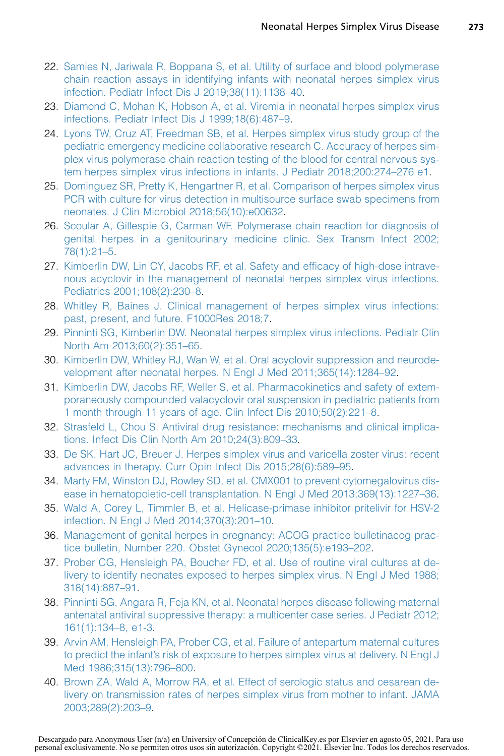22. Samies N, Jariwala R, Boppana S, et al. Utility of surface and blood polymerase chain reaction assays in identifying infants with neonatal herpes simplex virus infection. Pediatr Infect Dis J 2019;38(11):1138–40.
23. Diamond C, Mohan K, Hobson A, et al. Viremia in neonatal herpes simplex virus infections. Pediatr Infect Dis J 1999;18(6):487–9.
24. Lyons TW, Cruz AT, Freedman SB, et al. Herpes simplex virus study group of the pediatric emergency medicine collaborative research C. Accuracy of herpes simplex virus polymerase chain reaction testing of the blood for central nervous system herpes simplex virus infections in infants. J Pediatr 2018;200:274–276 e1.
25. Dominguez SR, Pretty K, Hengartner R, et al. Comparison of herpes simplex virus PCR with culture for virus detection in multisource surface swab specimens from neonates. J Clin Microbiol 2018;56(10):e00632.
26. Scoular A, Gillespie G, Carman WF. Polymerase chain reaction for diagnosis of genital herpes in a genitourinary medicine clinic. Sex Transm Infect 2002; 78(1):21–5.
27. Kimberlin DW, Lin CY, Jacobs RF, et al. Safety and efficacy of high-dose intravenous acyclovir in the management of neonatal herpes simplex virus infections. Pediatrics 2001;108(2):230–8.
28. Whitley R, Baines J. Clinical management of herpes simplex virus infections: past, present, and future. F1000Res 2018;7.
29. Pinninti SG, Kimberlin DW. Neonatal herpes simplex virus infections. Pediatr Clin North Am 2013;60(2):351–65.
30. Kimberlin DW, Whitley RJ, Wan W, et al. Oral acyclovir suppression and neurodevelopment after neonatal herpes. N Engl J Med 2011;365(14):1284–92.
31. Kimberlin DW, Jacobs RF, Weller S, et al. Pharmacokinetics and safety of extemporaneously compounded valacyclovir oral suspension in pediatric patients from 1 month through 11 years of age. Clin Infect Dis 2010;50(2):221–8.
32. Strasfeld L, Chou S. Antiviral drug resistance: mechanisms and clinical implications. Infect Dis Clin North Am 2010;24(3):809–33.
33. De SK, Hart JC, Breuer J. Herpes simplex virus and varicella zoster virus: recent advances in therapy. Curr Opin Infect Dis 2015;28(6):589–95.
34. Marty FM, Winston DJ, Rowley SD, et al. CMX001 to prevent cytomegalovirus disease in hematopoietic-cell transplantation. N Engl J Med 2013;369(13):1227–36.
35. Wald A, Corey L, Timmler B, et al. Helicase-primase inhibitor pritelivir for HSV-2 infection. N Engl J Med 2014;370(3):201–10.
36. Management of genital herpes in pregnancy: ACOG practice bulletinacog practice bulletin, Number 220. Obstet Gynecol 2020;135(5):e193–202.
37. Prober CG, Hensleigh PA, Boucher FD, et al. Use of routine viral cultures at delivery to identify neonates exposed to herpes simplex virus. N Engl J Med 1988; 318(14):887–91.
38. Pinninti SG, Angara R, Feja KN, et al. Neonatal herpes disease following maternal antenatal antiviral suppressive therapy: a multicenter case series. J Pediatr 2012; 161(1):134–8, e1-3.
39. Arvin AM, Hensleigh PA, Prober CG, et al. Failure of antepartum maternal cultures to predict the infant's risk of exposure to herpes simplex virus at delivery. N Engl J Med 1986;315(13):796–800.
40. Brown ZA, Wald A, Morrow RA, et al. Effect of serologic status and cesarean delivery on transmission rates of herpes simplex virus from mother to infant. JAMA 2003;289(2):203–9.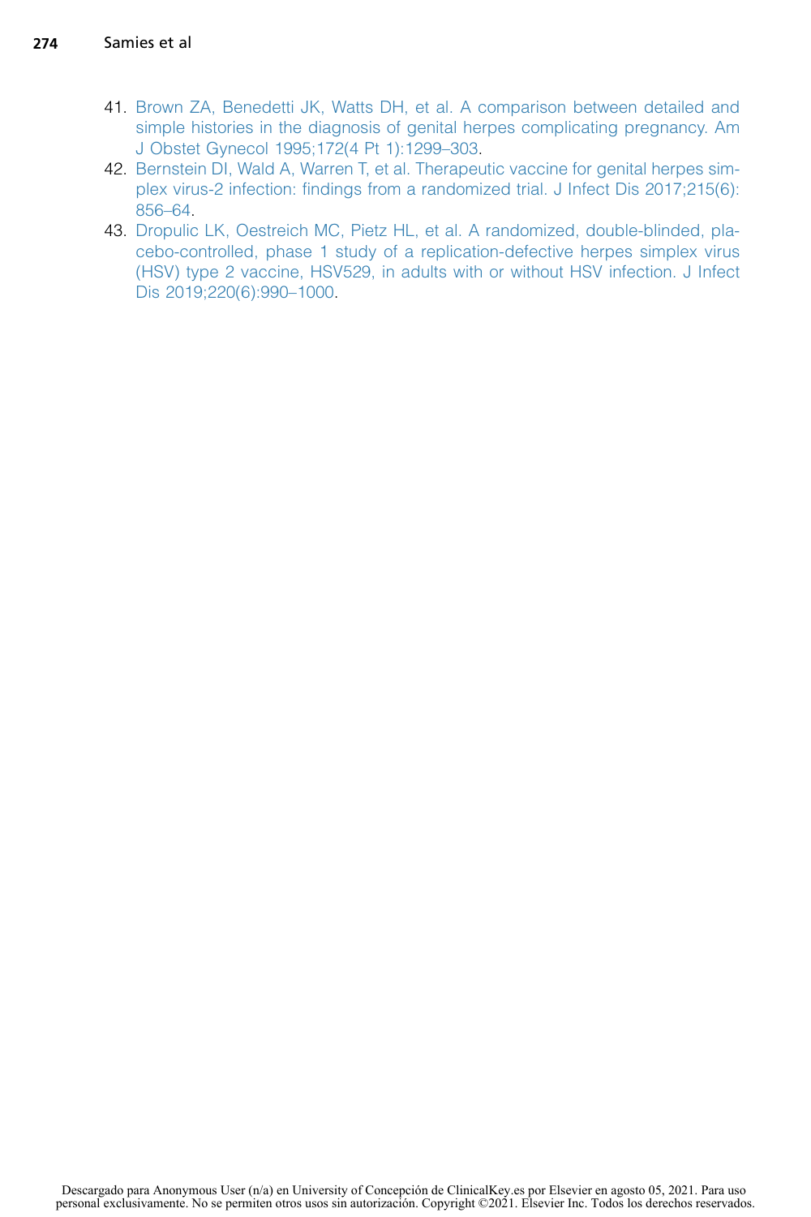41. Brown ZA, Benedetti JK, Watts DH, et al. A comparison between detailed and simple histories in the diagnosis of genital herpes complicating pregnancy. Am J Obstet Gynecol 1995;172(4 Pt 1):1299–303.
42. Bernstein DI, Wald A, Warren T, et al. Therapeutic vaccine for genital herpes simplex virus-2 infection: findings from a randomized trial. J Infect Dis 2017;215(6): 856–64.
43. Dropulic LK, Oestreich MC, Pietz HL, et al. A randomized, double-blinded, placebo-controlled, phase 1 study of a replication-defective herpes simplex virus (HSV) type 2 vaccine, HSV529, in adults with or without HSV infection. J Infect Dis 2019;220(6):990–1000.